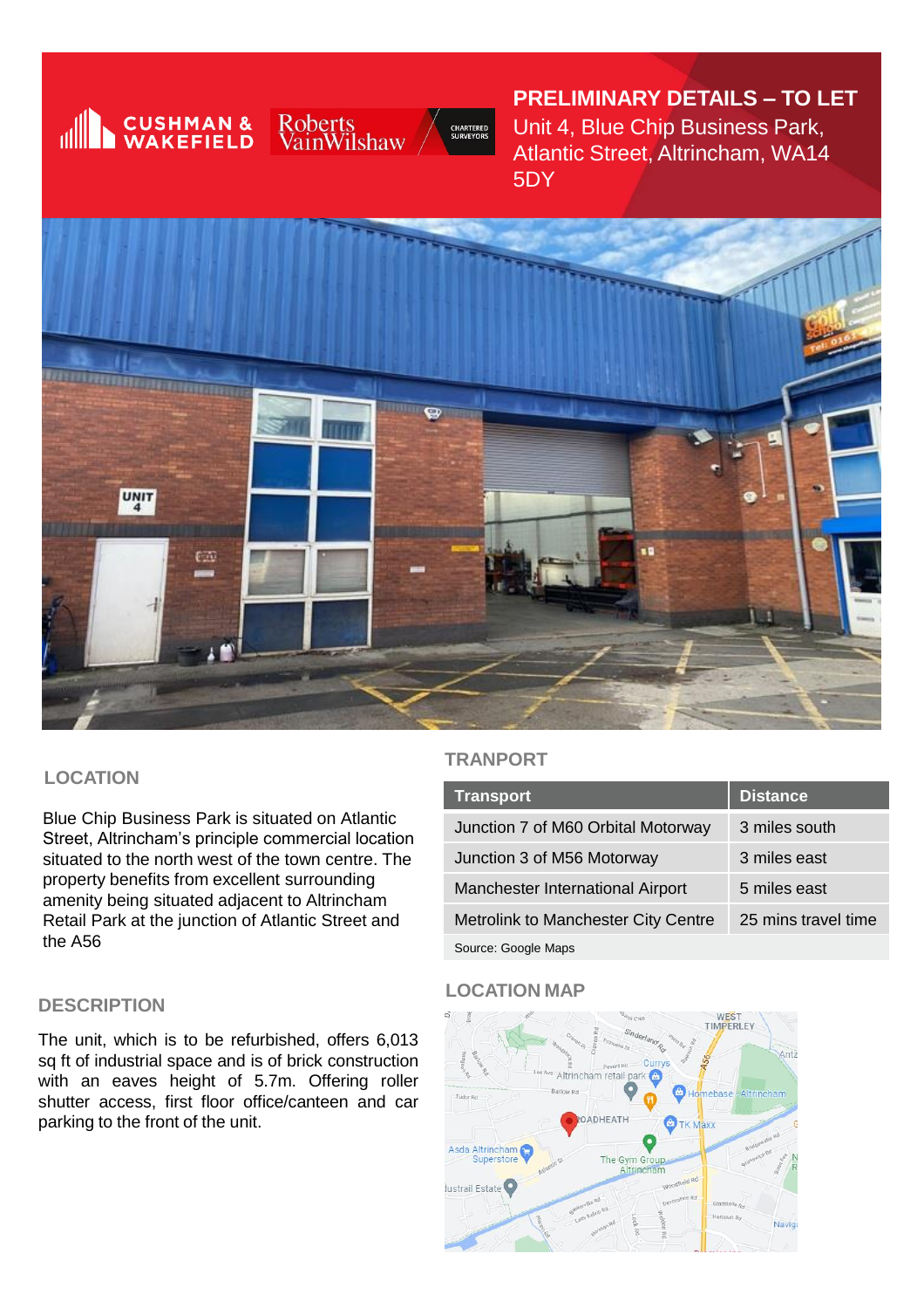CUSHMAN & WAKEFIELD

Roberts VainWilshaw CHARTERED SURVEYORS

# PRELIMINARY DETAILS – TO LET

Unit 4, Blue Chip Business Park, Atlantic Street, Altrincham, WA14 5DY

## LOCATION

Blue Chip Business Park is situated on Atlantic Street, Altrincham's principle commercial location situated to the north west of the town centre. The property benefits from excellent surrounding amenity being situated adjacent to Altrincham Retail Park at the junction of Atlantic Street and the A56

## DESCRIPTION

The unit, which is to be refurbished, offers 6,013 sq ft of industrial space and is of brick construction with an eaves height of 5.7m. Offering roller shutter access, first floor office/canteen and car parking to the front of the unit.

## TRANPORT

| Transport | Distance |
|---|---|
| Junction 7 of M60 Orbital Motorway | 3 miles south |
| Junction 3 of M56 Motorway | 3 miles east |
| Manchester International Airport | 5 miles east |
| Metrolink to Manchester City Centre | 25 mins travel time |
| Source: Google Maps | |

## LOCATION MAP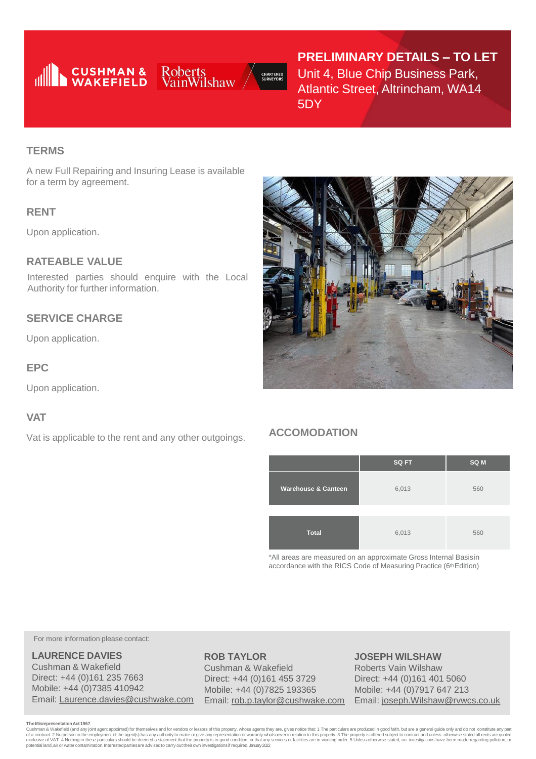CUSHMAN & WAKEFIELD

Roberts VainWilshaw CHARTERED SURVEYORS

# PRELIMINARY DETAILS – TO LET

Unit 4, Blue Chip Business Park, Atlantic Street, Altrincham, WA14 5DY

## TERMS

A new Full Repairing and Insuring Lease is available for a term by agreement.

## RENT

Upon application.

## RATEABLE VALUE

Interested parties should enquire with the Local Authority for further information.

## SERVICE CHARGE

Upon application.

## EPC

Upon application.

## VAT

Vat is applicable to the rent and any other outgoings.

## ACCOMODATION

| | SQ FT | SQ M |
|---|---|---|
| Warehouse & Canteen | 6,013 | 560 |
| Total | 6,013 | 560 |

*All areas are measured on an approximate Gross Internal Basis in accordance with the RICS Code of Measuring Practice (6th Edition)

For more information please contact:

**LAURENCE DAVIES**
Cushman & Wakefield
Direct: +44 (0)161 235 7663
Mobile: +44 (0)7385 410942
Email: Laurence.davies@cushwake.com

**ROB TAYLOR**
Cushman & Wakefield
Direct: +44 (0)161 455 3729
Mobile: +44 (0)7825 193365
Email: rob.p.taylor@cushwake.com

**JOSEPH WILSHAW**
Roberts Vain Wilshaw
Direct: +44 (0)161 401 5060
Mobile: +44 (0)7917 647 213
Email: joseph.Wilshaw@rvwcs.co.uk

**The Misrepresentation Act 1967.**
Cushman & Wakefield (and any joint agent appointed) for themselves and for vendors or lessors of this property, whose agents they are, gives notice that: 1 The particulars are produced in good faith, but are a general guide only and do not constitute any part of a contract. 2 No person in the employment of the agent(s) has any authority to make or give any representation or warranty whatsoever in relation to this property. 3 The property is offered subject to contract and unless otherwise stated all rents are quoted exclusive of VAT. 4 Nothing in these particulars should be deemed a statement that the property is in good condition, or that any services or facilities are in working order. 5 Unless otherwise stated, no investigations have been made regarding pollution, or potential land, air or water contamination. Interested parties are advised to carry out their own investigations if required. January 2022